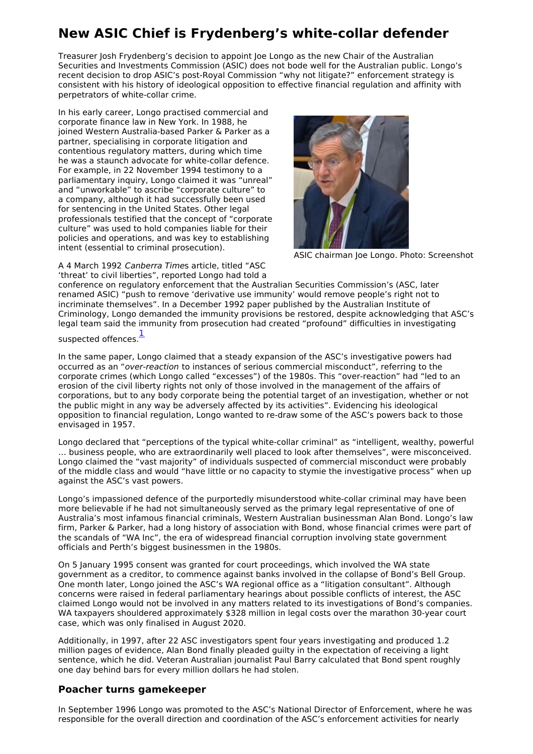# New ASIC Chief is Frydenberg's white-collar defender

Treasurer Josh Frydenberg's decision to appoint Joe Longo as the new Chair of the Australian Securities and Investments Commission (ASIC) does not bode well for the Australian public. Longo's recent decision to drop ASIC's post-Royal Commission "why not litigate?" enforcement strategy is consistent with his history of ideological opposition to effective financial regulation and affinity with perpetrators of white-collar crime.

In his early career, Longo practised commercial and corporate finance law in New York. In 1988, he joined Western Australia-based Parker & Parker as a partner, specialising in corporate litigation and contentious regulatory matters, during which time he was a staunch advocate for white-collar defence. For example, in 22 November 1994 testimony to a parliamentary inquiry, Longo claimed it was "unreal" and "unworkable" to ascribe "corporate culture" to a company, although it had successfully been used for sentencing in the United States. Other legal professionals testified that the concept of "corporate culture" was used to hold companies liable for their policies and operations, and was key to establishing intent (essential to criminal prosecution).

ASIC chairman Joe Longo. Photo: Screenshot

A 4 March 1992 *Canberra Time*s article, titled "ASC 'threat' to civil liberties", reported Longo had told a conference on regulatory enforcement that the Australian Securities Commission's (ASC, later renamed ASIC) "push to remove 'derivative use immunity' would remove people's right not to incriminate themselves". In a December 1992 paper published by the Australian Institute of Criminology, Longo demanded the immunity provisions be restored, despite acknowledging that ASC's legal team said the immunity from prosecution had created "profound" difficulties in investigating suspected offences.[1]

In the same paper, Longo claimed that a steady expansion of the ASC's investigative powers had occurred as an "*over-reaction* to instances of serious commercial misconduct", referring to the corporate crimes (which Longo called "excesses") of the 1980s. This "over-reaction" had "led to an erosion of the civil liberty rights not only of those involved in the management of the affairs of corporations, but to any body corporate being the potential target of an investigation, whether or not the public might in any way be adversely affected by its activities". Evidencing his ideological opposition to financial regulation, Longo wanted to re-draw some of the ASC's powers back to those envisaged in 1957.

Longo declared that "perceptions of the typical white-collar criminal" as "intelligent, wealthy, powerful … business people, who are extraordinarily well placed to look after themselves", were misconceived. Longo claimed the "vast majority" of individuals suspected of commercial misconduct were probably of the middle class and would "have little or no capacity to stymie the investigative process" when up against the ASC's vast powers.

Longo's impassioned defence of the purportedly misunderstood white-collar criminal may have been more believable if he had not simultaneously served as the primary legal representative of one of Australia's most infamous financial criminals, Western Australian businessman Alan Bond. Longo's law firm, Parker & Parker, had a long history of association with Bond, whose financial crimes were part of the scandals of "WA Inc", the era of widespread financial corruption involving state government officials and Perth's biggest businessmen in the 1980s.

On 5 January 1995 consent was granted for court proceedings, which involved the WA state government as a creditor, to commence against banks involved in the collapse of Bond's Bell Group. One month later, Longo joined the ASC's WA regional office as a "litigation consultant". Although concerns were raised in federal parliamentary hearings about possible conflicts of interest, the ASC claimed Longo would not be involved in any matters related to its investigations of Bond's companies. WA taxpayers shouldered approximately $328 million in legal costs over the marathon 30-year court case, which was only finalised in August 2020.

Additionally, in 1997, after 22 ASC investigators spent four years investigating and produced 1.2 million pages of evidence, Alan Bond finally pleaded guilty in the expectation of receiving a light sentence, which he did. Veteran Australian journalist Paul Barry calculated that Bond spent roughly one day behind bars for every million dollars he had stolen.

## Poacher turns gamekeeper

In September 1996 Longo was promoted to the ASC's National Director of Enforcement, where he was responsible for the overall direction and coordination of the ASC's enforcement activities for nearly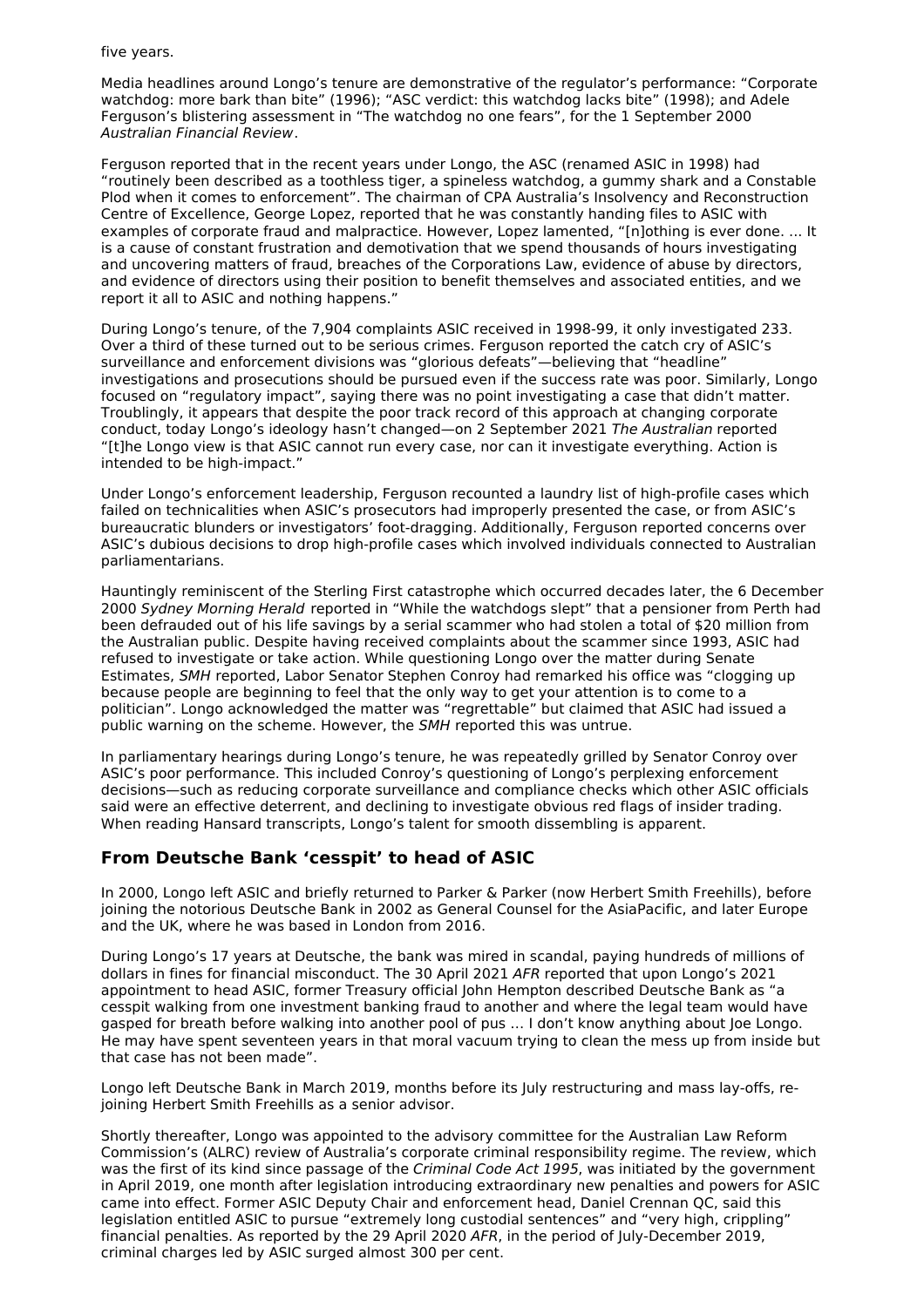five years.

Media headlines around Longo's tenure are demonstrative of the regulator's performance: "Corporate watchdog: more bark than bite" (1996); "ASC verdict: this watchdog lacks bite" (1998); and Adele Ferguson's blistering assessment in "The watchdog no one fears", for the 1 September 2000 *Australian Financial Review*.

Ferguson reported that in the recent years under Longo, the ASC (renamed ASIC in 1998) had "routinely been described as a toothless tiger, a spineless watchdog, a gummy shark and a Constable Plod when it comes to enforcement". The chairman of CPA Australia's Insolvency and Reconstruction Centre of Excellence, George Lopez, reported that he was constantly handing files to ASIC with examples of corporate fraud and malpractice. However, Lopez lamented, "[n]othing is ever done. ... It is a cause of constant frustration and demotivation that we spend thousands of hours investigating and uncovering matters of fraud, breaches of the Corporations Law, evidence of abuse by directors, and evidence of directors using their position to benefit themselves and associated entities, and we report it all to ASIC and nothing happens."

During Longo's tenure, of the 7,904 complaints ASIC received in 1998-99, it only investigated 233. Over a third of these turned out to be serious crimes. Ferguson reported the catch cry of ASIC's surveillance and enforcement divisions was "glorious defeats"—believing that "headline" investigations and prosecutions should be pursued even if the success rate was poor. Similarly, Longo focused on "regulatory impact", saying there was no point investigating a case that didn't matter. Troublingly, it appears that despite the poor track record of this approach at changing corporate conduct, today Longo's ideology hasn't changed—on 2 September 2021 *The Australian* reported "[t]he Longo view is that ASIC cannot run every case, nor can it investigate everything. Action is intended to be high-impact."

Under Longo's enforcement leadership, Ferguson recounted a laundry list of high-profile cases which failed on technicalities when ASIC's prosecutors had improperly presented the case, or from ASIC's bureaucratic blunders or investigators' foot-dragging. Additionally, Ferguson reported concerns over ASIC's dubious decisions to drop high-profile cases which involved individuals connected to Australian parliamentarians.

Hauntingly reminiscent of the Sterling First catastrophe which occurred decades later, the 6 December 2000 *Sydney Morning Herald* reported in "While the watchdogs slept" that a pensioner from Perth had been defrauded out of his life savings by a serial scammer who had stolen a total of $20 million from the Australian public. Despite having received complaints about the scammer since 1993, ASIC had refused to investigate or take action. While questioning Longo over the matter during Senate Estimates, *SMH* reported, Labor Senator Stephen Conroy had remarked his office was "clogging up because people are beginning to feel that the only way to get your attention is to come to a politician". Longo acknowledged the matter was "regrettable" but claimed that ASIC had issued a public warning on the scheme. However, the *SMH* reported this was untrue.

In parliamentary hearings during Longo's tenure, he was repeatedly grilled by Senator Conroy over ASIC's poor performance. This included Conroy's questioning of Longo's perplexing enforcement decisions—such as reducing corporate surveillance and compliance checks which other ASIC officials said were an effective deterrent, and declining to investigate obvious red flags of insider trading. When reading Hansard transcripts, Longo's talent for smooth dissembling is apparent.

## From Deutsche Bank 'cesspit' to head of ASIC

In 2000, Longo left ASIC and briefly returned to Parker & Parker (now Herbert Smith Freehills), before joining the notorious Deutsche Bank in 2002 as General Counsel for the AsiaPacific, and later Europe and the UK, where he was based in London from 2016.

During Longo's 17 years at Deutsche, the bank was mired in scandal, paying hundreds of millions of dollars in fines for financial misconduct. The 30 April 2021 *AFR* reported that upon Longo's 2021 appointment to head ASIC, former Treasury official John Hempton described Deutsche Bank as "a cesspit walking from one investment banking fraud to another and where the legal team would have gasped for breath before walking into another pool of pus ... I don't know anything about Joe Longo. He may have spent seventeen years in that moral vacuum trying to clean the mess up from inside but that case has not been made".

Longo left Deutsche Bank in March 2019, months before its July restructuring and mass lay-offs, re-joining Herbert Smith Freehills as a senior advisor.

Shortly thereafter, Longo was appointed to the advisory committee for the Australian Law Reform Commission's (ALRC) review of Australia's corporate criminal responsibility regime. The review, which was the first of its kind since passage of the *Criminal Code Act 1995*, was initiated by the government in April 2019, one month after legislation introducing extraordinary new penalties and powers for ASIC came into effect. Former ASIC Deputy Chair and enforcement head, Daniel Crennan QC, said this legislation entitled ASIC to pursue "extremely long custodial sentences" and "very high, crippling" financial penalties. As reported by the 29 April 2020 *AFR*, in the period of July-December 2019, criminal charges led by ASIC surged almost 300 per cent.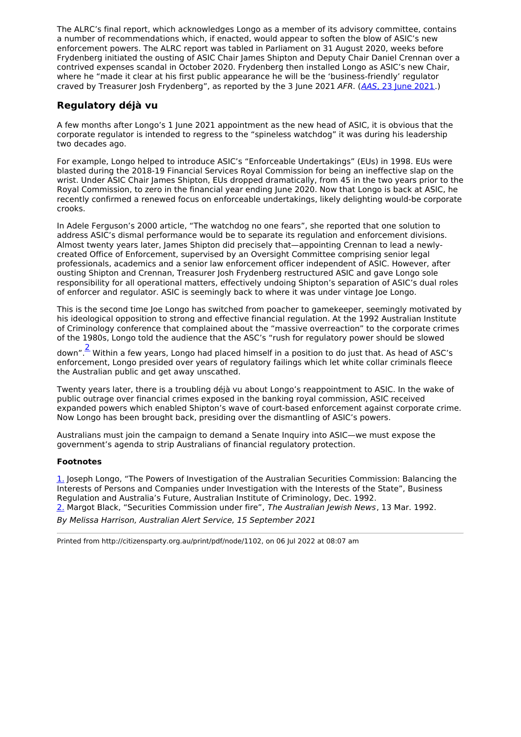The ALRC's final report, which acknowledges Longo as a member of its advisory committee, contains a number of recommendations which, if enacted, would appear to soften the blow of ASIC's new enforcement powers. The ALRC report was tabled in Parliament on 31 August 2020, weeks before Frydenberg initiated the ousting of ASIC Chair James Shipton and Deputy Chair Daniel Crennan over a contrived expenses scandal in October 2020. Frydenberg then installed Longo as ASIC's new Chair, where he "made it clear at his first public appearance he will be the 'business-friendly' regulator craved by Treasurer Josh Frydenberg", as reported by the 3 June 2021 *AFR*. (*AAS*, 23 June 2021.)

## Regulatory déjà vu

A few months after Longo's 1 June 2021 appointment as the new head of ASIC, it is obvious that the corporate regulator is intended to regress to the "spineless watchdog" it was during his leadership two decades ago.

For example, Longo helped to introduce ASIC's "Enforceable Undertakings" (EUs) in 1998. EUs were blasted during the 2018-19 Financial Services Royal Commission for being an ineffective slap on the wrist. Under ASIC Chair James Shipton, EUs dropped dramatically, from 45 in the two years prior to the Royal Commission, to zero in the financial year ending June 2020. Now that Longo is back at ASIC, he recently confirmed a renewed focus on enforceable undertakings, likely delighting would-be corporate crooks.

In Adele Ferguson's 2000 article, "The watchdog no one fears", she reported that one solution to address ASIC's dismal performance would be to separate its regulation and enforcement divisions. Almost twenty years later, James Shipton did precisely that—appointing Crennan to lead a newly-created Office of Enforcement, supervised by an Oversight Committee comprising senior legal professionals, academics and a senior law enforcement officer independent of ASIC. However, after ousting Shipton and Crennan, Treasurer Josh Frydenberg restructured ASIC and gave Longo sole responsibility for all operational matters, effectively undoing Shipton's separation of ASIC's dual roles of enforcer and regulator. ASIC is seemingly back to where it was under vintage Joe Longo.

This is the second time Joe Longo has switched from poacher to gamekeeper, seemingly motivated by his ideological opposition to strong and effective financial regulation. At the 1992 Australian Institute of Criminology conference that complained about the "massive overreaction" to the corporate crimes of the 1980s, Longo told the audience that the ASC's "rush for regulatory power should be slowed down".[2] Within a few years, Longo had placed himself in a position to do just that. As head of ASC's enforcement, Longo presided over years of regulatory failings which let white collar criminals fleece the Australian public and get away unscathed.

Twenty years later, there is a troubling déjà vu about Longo's reappointment to ASIC. In the wake of public outrage over financial crimes exposed in the banking royal commission, ASIC received expanded powers which enabled Shipton's wave of court-based enforcement against corporate crime. Now Longo has been brought back, presiding over the dismantling of ASIC's powers.

Australians must join the campaign to demand a Senate Inquiry into ASIC—we must expose the government's agenda to strip Australians of financial regulatory protection.

### Footnotes

1. Joseph Longo, "The Powers of Investigation of the Australian Securities Commission: Balancing the Interests of Persons and Companies under Investigation with the Interests of the State", Business Regulation and Australia's Future, Australian Institute of Criminology, Dec. 1992.
2. Margot Black, "Securities Commission under fire", *The Australian Jewish News*, 13 Mar. 1992.

*By Melissa Harrison, Australian Alert Service, 15 September 2021*